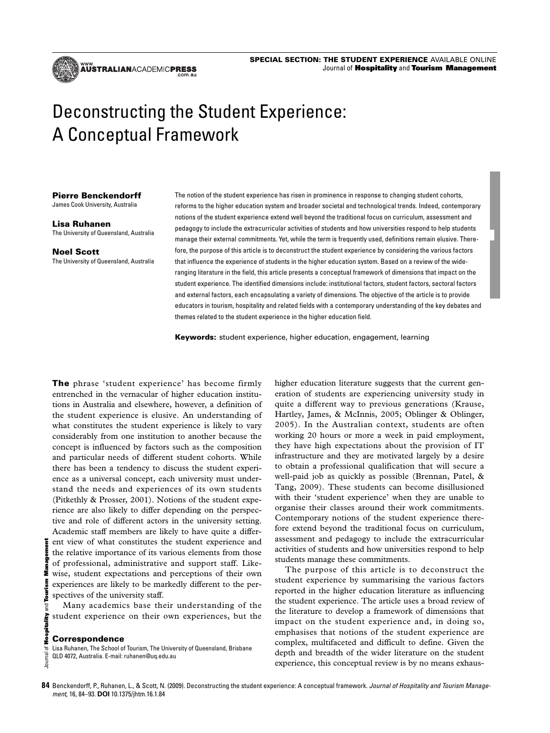SPECIAL SECTION: THE STUDENT EXPERIENCE AVAILABLE ONLINE

# Deconstructing the Student Experience: A Conceptual Framework

**Pierre Benckendorff**
James Cook University, Australia

**Lisa Ruhanen**
The University of Queensland, Australia

**Noel Scott**
The University of Queensland, Australia

The notion of the student experience has risen in prominence in response to changing student cohorts, reforms to the higher education system and broader societal and technological trends. Indeed, contemporary notions of the student experience extend well beyond the traditional focus on curriculum, assessment and pedagogy to include the extracurricular activities of students and how universities respond to help students manage their external commitments. Yet, while the term is frequently used, definitions remain elusive. Therefore, the purpose of this article is to deconstruct the student experience by considering the various factors that influence the experience of students in the higher education system. Based on a review of the wide-ranging literature in the field, this article presents a conceptual framework of dimensions that impact on the student experience. The identified dimensions include: institutional factors, student factors, sectoral factors and external factors, each encapsulating a variety of dimensions. The objective of the article is to provide educators in tourism, hospitality and related fields with a contemporary understanding of the key debates and themes related to the student experience in the higher education field.

**Keywords:** student experience, higher education, engagement, learning

**The** phrase 'student experience' has become firmly entrenched in the vernacular of higher education institutions in Australia and elsewhere, however, a definition of the student experience is elusive. An understanding of what constitutes the student experience is likely to vary considerably from one institution to another because the concept is influenced by factors such as the composition and particular needs of different student cohorts. While there has been a tendency to discuss the student experience as a universal concept, each university must understand the needs and experiences of its own students (Pitkethly & Prosser, 2001). Notions of the student experience are also likely to differ depending on the perspective and role of different actors in the university setting. Academic staff members are likely to have quite a different view of what constitutes the student experience and the relative importance of its various elements from those of professional, administrative and support staff. Likewise, student expectations and perceptions of their own experiences are likely to be markedly different to the perspectives of the university staff.

Many academics base their understanding of the student experience on their own experiences, but the higher education literature suggests that the current generation of students are experiencing university study in quite a different way to previous generations (Krause, Hartley, James, & McInnis, 2005; Oblinger & Oblinger, 2005). In the Australian context, students are often working 20 hours or more a week in paid employment, they have high expectations about the provision of IT infrastructure and they are motivated largely by a desire to obtain a professional qualification that will secure a well-paid job as quickly as possible (Brennan, Patel, & Tang, 2009). These students can become disillusioned with their 'student experience' when they are unable to organise their classes around their work commitments. Contemporary notions of the student experience therefore extend beyond the traditional focus on curriculum, assessment and pedagogy to include the extracurricular activities of students and how universities respond to help students manage these commitments.

The purpose of this article is to deconstruct the student experience by summarising the various factors reported in the higher education literature as influencing the student experience. The article uses a broad review of the literature to develop a framework of dimensions that impact on the student experience and, in doing so, emphasises that notions of the student experience are complex, multifaceted and difficult to define. Given the depth and breadth of the wider literature on the student experience, this conceptual review is by no means exhaus-

**Correspondence**
Lisa Ruhanen, The School of Tourism, The University of Queensland, Brisbane QLD 4072, Australia. E-mail: ruhanen@uq.edu.au

Benckendorff, P., Ruhanen, L., & Scott, N. (2009). Deconstructing the student experience: A conceptual framework. *Journal of Hospitality and Tourism Management*, 16, 84–93. **DOI** 10.1375/jhtm.16.1.84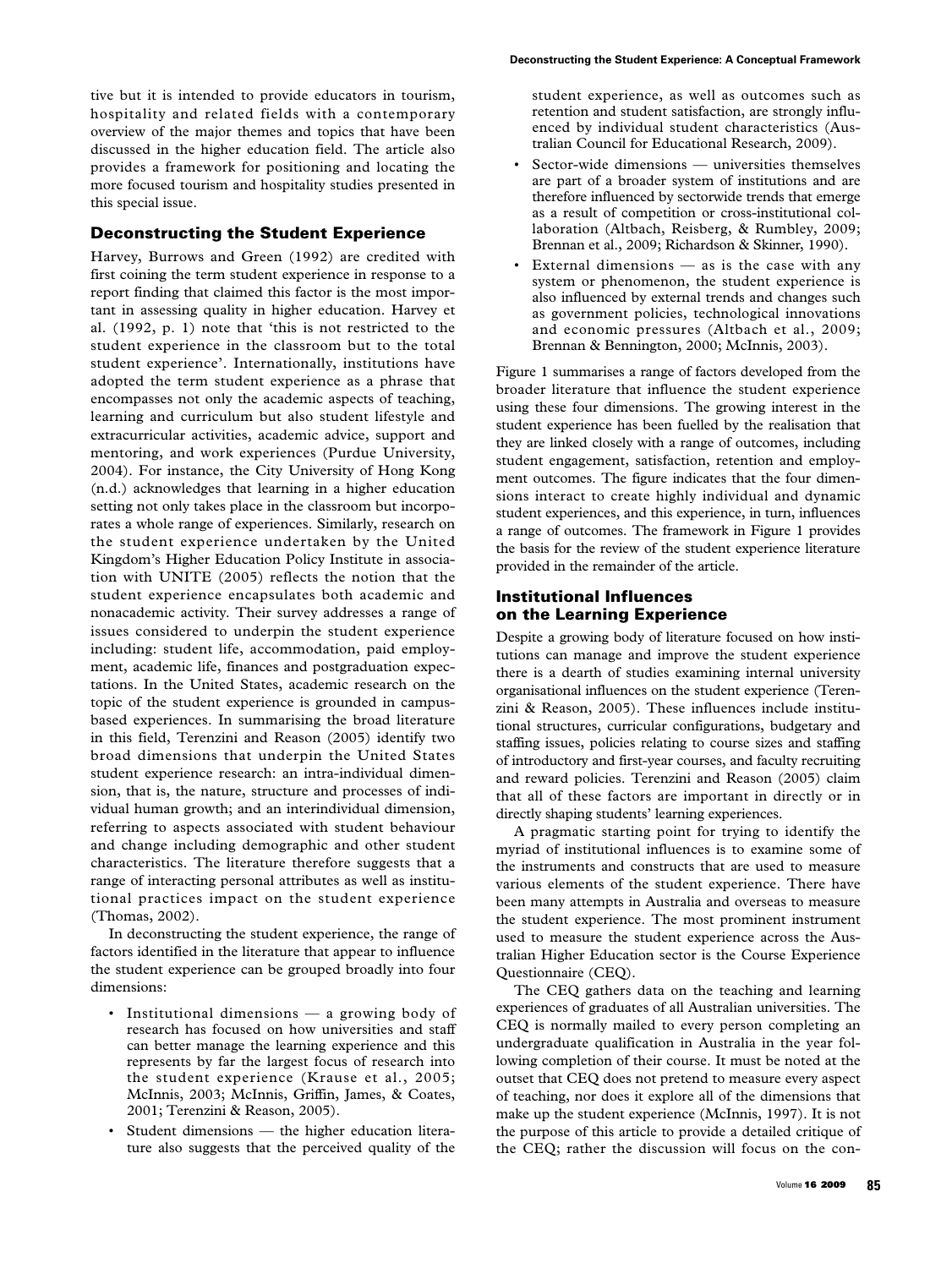tive but it is intended to provide educators in tourism, hospitality and related fields with a contemporary overview of the major themes and topics that have been discussed in the higher education field. The article also provides a framework for positioning and locating the more focused tourism and hospitality studies presented in this special issue.

## Deconstructing the Student Experience

Harvey, Burrows and Green (1992) are credited with first coining the term student experience in response to a report finding that claimed this factor is the most important in assessing quality in higher education. Harvey et al. (1992, p. 1) note that 'this is not restricted to the student experience in the classroom but to the total student experience'. Internationally, institutions have adopted the term student experience as a phrase that encompasses not only the academic aspects of teaching, learning and curriculum but also student lifestyle and extracurricular activities, academic advice, support and mentoring, and work experiences (Purdue University, 2004). For instance, the City University of Hong Kong (n.d.) acknowledges that learning in a higher education setting not only takes place in the classroom but incorporates a whole range of experiences. Similarly, research on the student experience undertaken by the United Kingdom's Higher Education Policy Institute in association with UNITE (2005) reflects the notion that the student experience encapsulates both academic and nonacademic activity. Their survey addresses a range of issues considered to underpin the student experience including: student life, accommodation, paid employment, academic life, finances and postgraduation expectations. In the United States, academic research on the topic of the student experience is grounded in campus-based experiences. In summarising the broad literature in this field, Terenzini and Reason (2005) identify two broad dimensions that underpin the United States student experience research: an intra-individual dimension, that is, the nature, structure and processes of individual human growth; and an interindividual dimension, referring to aspects associated with student behaviour and change including demographic and other student characteristics. The literature therefore suggests that a range of interacting personal attributes as well as institutional practices impact on the student experience (Thomas, 2002).

In deconstructing the student experience, the range of factors identified in the literature that appear to influence the student experience can be grouped broadly into four dimensions:

- Institutional dimensions — a growing body of research has focused on how universities and staff can better manage the learning experience and this represents by far the largest focus of research into the student experience (Krause et al., 2005; McInnis, 2003; McInnis, Griffin, James, & Coates, 2001; Terenzini & Reason, 2005).
- Student dimensions — the higher education literature also suggests that the perceived quality of the student experience, as well as outcomes such as retention and student satisfaction, are strongly influenced by individual student characteristics (Australian Council for Educational Research, 2009).
- Sector-wide dimensions — universities themselves are part of a broader system of institutions and are therefore influenced by sectorwide trends that emerge as a result of competition or cross-institutional collaboration (Altbach, Reisberg, & Rumbley, 2009; Brennan et al., 2009; Richardson & Skinner, 1990).
- External dimensions — as is the case with any system or phenomenon, the student experience is also influenced by external trends and changes such as government policies, technological innovations and economic pressures (Altbach et al., 2009; Brennan & Bennington, 2000; McInnis, 2003).

Figure 1 summarises a range of factors developed from the broader literature that influence the student experience using these four dimensions. The growing interest in the student experience has been fuelled by the realisation that they are linked closely with a range of outcomes, including student engagement, satisfaction, retention and employment outcomes. The figure indicates that the four dimensions interact to create highly individual and dynamic student experiences, and this experience, in turn, influences a range of outcomes. The framework in Figure 1 provides the basis for the review of the student experience literature provided in the remainder of the article.

## Institutional Influences on the Learning Experience

Despite a growing body of literature focused on how institutions can manage and improve the student experience there is a dearth of studies examining internal university organisational influences on the student experience (Terenzini & Reason, 2005). These influences include institutional structures, curricular configurations, budgetary and staffing issues, policies relating to course sizes and staffing of introductory and first-year courses, and faculty recruiting and reward policies. Terenzini and Reason (2005) claim that all of these factors are important in directly or in directly shaping students' learning experiences.

A pragmatic starting point for trying to identify the myriad of institutional influences is to examine some of the instruments and constructs that are used to measure various elements of the student experience. There have been many attempts in Australia and overseas to measure the student experience. The most prominent instrument used to measure the student experience across the Australian Higher Education sector is the Course Experience Questionnaire (CEQ).

The CEQ gathers data on the teaching and learning experiences of graduates of all Australian universities. The CEQ is normally mailed to every person completing an undergraduate qualification in Australia in the year following completion of their course. It must be noted at the outset that CEQ does not pretend to measure every aspect of teaching, nor does it explore all of the dimensions that make up the student experience (McInnis, 1997). It is not the purpose of this article to provide a detailed critique of the CEQ; rather the discussion will focus on the con-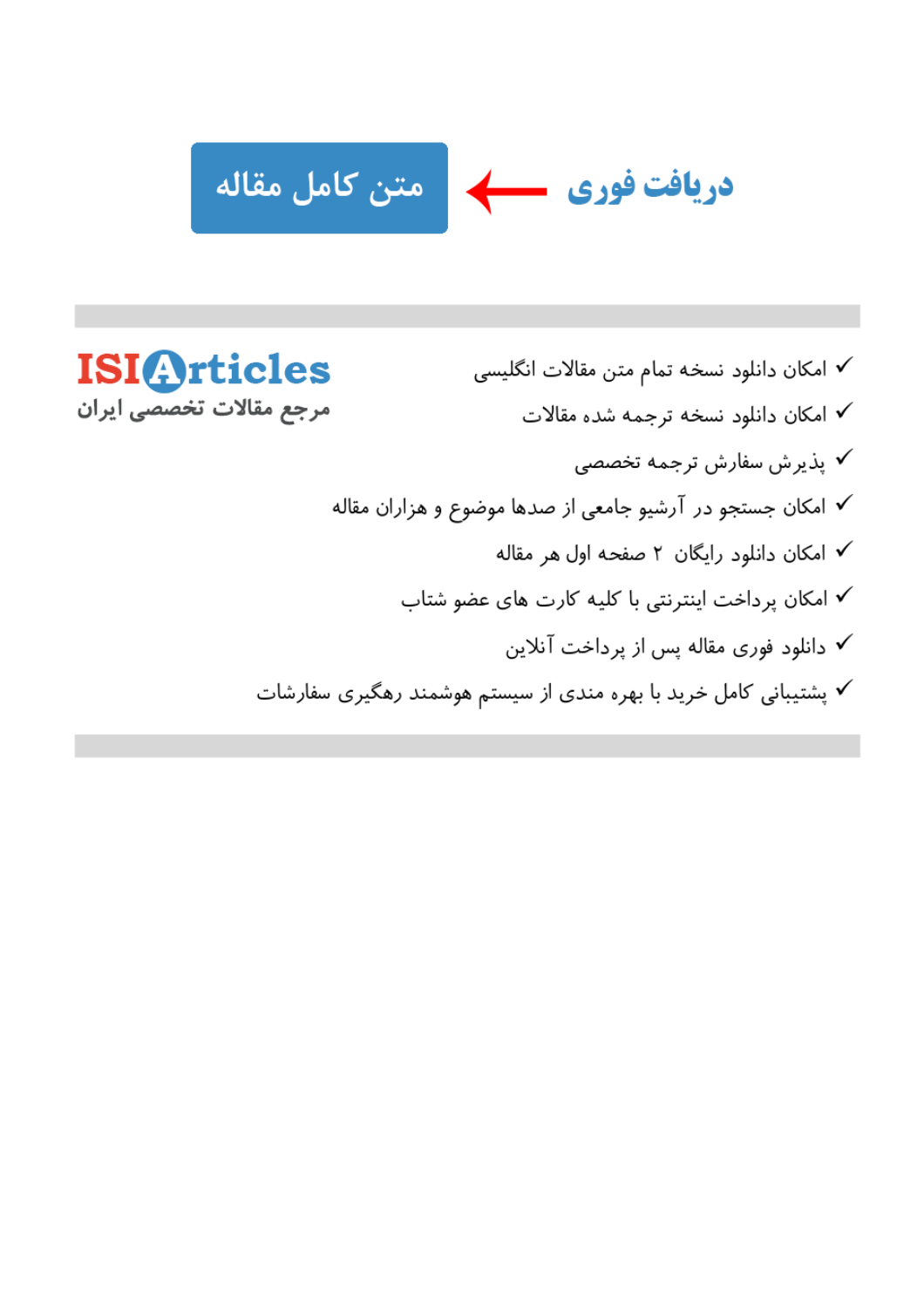دریافت فوری ← متن کامل مقاله

ISIArticles

مرجع مقالات تخصصی ایران

- ✓ امکان دانلود نسخه تمام متن مقالات انگلیسی
- ✓ امکان دانلود نسخه ترجمه شده مقالات
- ✓ پذیرش سفارش ترجمه تخصصی
- ✓ امکان جستجو در آرشیو جامعی از صدها موضوع و هزاران مقاله
- ✓ امکان دانلود رایگان ۲ صفحه اول هر مقاله
- ✓ امکان پرداخت اینترنتی با کلیه کارت های عضو شتاب
- ✓ دانلود فوری مقاله پس از پرداخت آنلاین
- ✓ پشتیبانی کامل خرید با بهره مندی از سیستم هوشمند رهگیری سفارشات